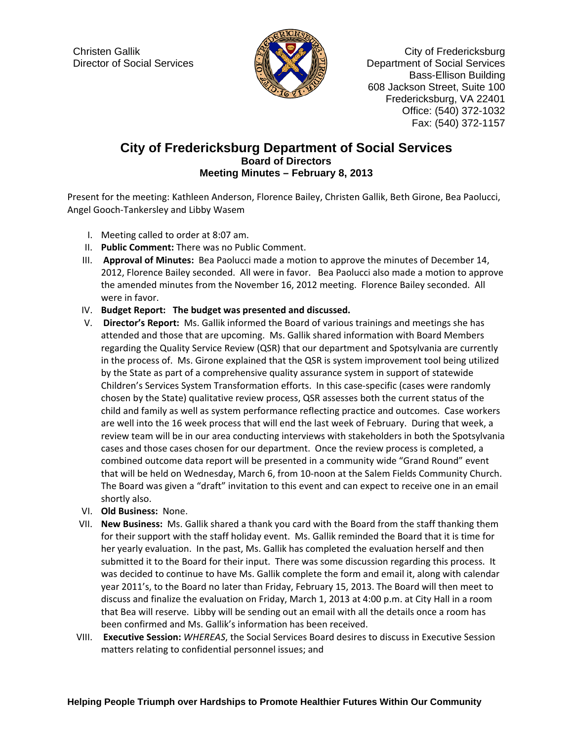Christen Gallik
Director of Social Services

City of Fredericksburg
Department of Social Services
Bass-Ellison Building
608 Jackson Street, Suite 100
Fredericksburg, VA 22401
Office: (540) 372-1032
Fax: (540) 372-1157

# City of Fredericksburg Department of Social Services

## Board of Directors
## Meeting Minutes – February 8, 2013

Present for the meeting: Kathleen Anderson, Florence Bailey, Christen Gallik, Beth Girone, Bea Paolucci, Angel Gooch-Tankersley and Libby Wasem

I. Meeting called to order at 8:07 am.

II. **Public Comment:** There was no Public Comment.

III. **Approval of Minutes:** Bea Paolucci made a motion to approve the minutes of December 14, 2012, Florence Bailey seconded. All were in favor. Bea Paolucci also made a motion to approve the amended minutes from the November 16, 2012 meeting. Florence Bailey seconded. All were in favor.

IV. **Budget Report: The budget was presented and discussed.**

V. **Director's Report:** Ms. Gallik informed the Board of various trainings and meetings she has attended and those that are upcoming. Ms. Gallik shared information with Board Members regarding the Quality Service Review (QSR) that our department and Spotsylvania are currently in the process of. Ms. Girone explained that the QSR is system improvement tool being utilized by the State as part of a comprehensive quality assurance system in support of statewide Children's Services System Transformation efforts. In this case-specific (cases were randomly chosen by the State) qualitative review process, QSR assesses both the current status of the child and family as well as system performance reflecting practice and outcomes. Case workers are well into the 16 week process that will end the last week of February. During that week, a review team will be in our area conducting interviews with stakeholders in both the Spotsylvania cases and those cases chosen for our department. Once the review process is completed, a combined outcome data report will be presented in a community wide "Grand Round" event that will be held on Wednesday, March 6, from 10-noon at the Salem Fields Community Church. The Board was given a "draft" invitation to this event and can expect to receive one in an email shortly also.

VI. **Old Business:** None.

VII. **New Business:** Ms. Gallik shared a thank you card with the Board from the staff thanking them for their support with the staff holiday event. Ms. Gallik reminded the Board that it is time for her yearly evaluation. In the past, Ms. Gallik has completed the evaluation herself and then submitted it to the Board for their input. There was some discussion regarding this process. It was decided to continue to have Ms. Gallik complete the form and email it, along with calendar year 2011's, to the Board no later than Friday, February 15, 2013. The Board will then meet to discuss and finalize the evaluation on Friday, March 1, 2013 at 4:00 p.m. at City Hall in a room that Bea will reserve. Libby will be sending out an email with all the details once a room has been confirmed and Ms. Gallik's information has been received.

VIII. **Executive Session:** *WHEREAS*, the Social Services Board desires to discuss in Executive Session matters relating to confidential personnel issues; and

**Helping People Triumph over Hardships to Promote Healthier Futures Within Our Community**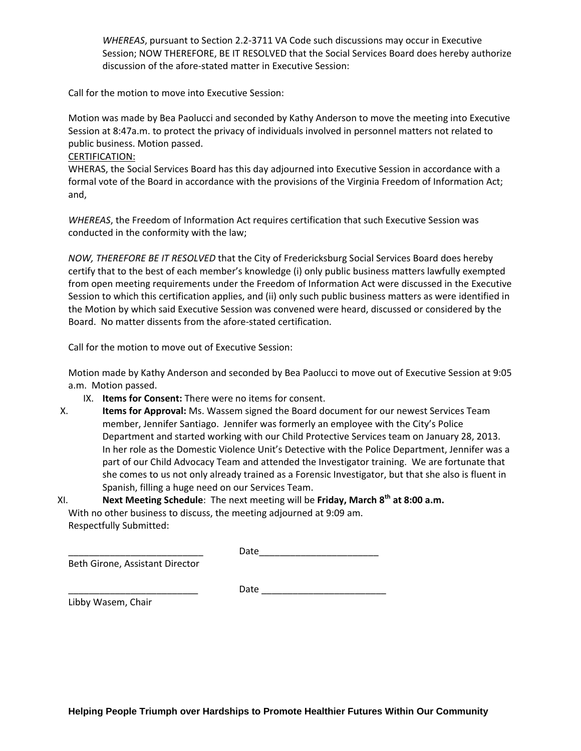*WHEREAS*, pursuant to Section 2.2-3711 VA Code such discussions may occur in Executive Session; NOW THEREFORE, BE IT RESOLVED that the Social Services Board does hereby authorize discussion of the afore-stated matter in Executive Session:

Call for the motion to move into Executive Session:

Motion was made by Bea Paolucci and seconded by Kathy Anderson to move the meeting into Executive Session at 8:47a.m. to protect the privacy of individuals involved in personnel matters not related to public business. Motion passed.

CERTIFICATION:

WHERAS, the Social Services Board has this day adjourned into Executive Session in accordance with a formal vote of the Board in accordance with the provisions of the Virginia Freedom of Information Act; and,

*WHEREAS*, the Freedom of Information Act requires certification that such Executive Session was conducted in the conformity with the law;

*NOW, THEREFORE BE IT RESOLVED* that the City of Fredericksburg Social Services Board does hereby certify that to the best of each member's knowledge (i) only public business matters lawfully exempted from open meeting requirements under the Freedom of Information Act were discussed in the Executive Session to which this certification applies, and (ii) only such public business matters as were identified in the Motion by which said Executive Session was convened were heard, discussed or considered by the Board. No matter dissents from the afore-stated certification.

Call for the motion to move out of Executive Session:

Motion made by Kathy Anderson and seconded by Bea Paolucci to move out of Executive Session at 9:05 a.m. Motion passed.

IX. **Items for Consent:** There were no items for consent.

X. **Items for Approval:** Ms. Wassem signed the Board document for our newest Services Team member, Jennifer Santiago. Jennifer was formerly an employee with the City's Police Department and started working with our Child Protective Services team on January 28, 2013. In her role as the Domestic Violence Unit's Detective with the Police Department, Jennifer was a part of our Child Advocacy Team and attended the Investigator training. We are fortunate that she comes to us not only already trained as a Forensic Investigator, but that she also is fluent in Spanish, filling a huge need on our Services Team.

XI. **Next Meeting Schedule**: The next meeting will be **Friday, March 8th at 8:00 a.m.**

With no other business to discuss, the meeting adjourned at 9:09 am.

Respectfully Submitted:

___________________________ Date_______________________

Beth Girone, Assistant Director

___________________________ Date _______________________

Libby Wasem, Chair

**Helping People Triumph over Hardships to Promote Healthier Futures Within Our Community**